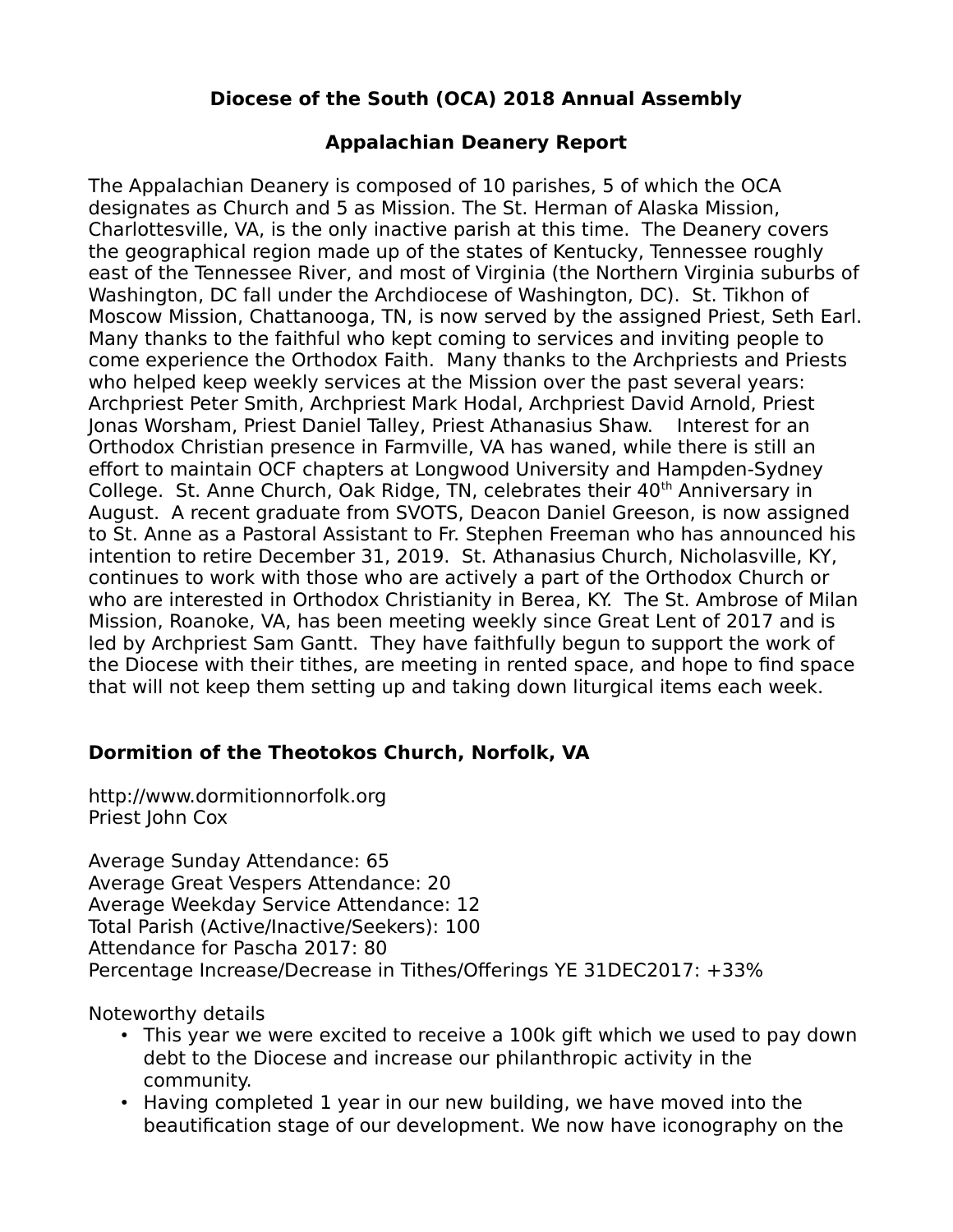# Diocese of the South (OCA) 2018 Annual Assembly

## Appalachian Deanery Report

The Appalachian Deanery is composed of 10 parishes, 5 of which the OCA designates as Church and 5 as Mission. The St. Herman of Alaska Mission, Charlottesville, VA, is the only inactive parish at this time. The Deanery covers the geographical region made up of the states of Kentucky, Tennessee roughly east of the Tennessee River, and most of Virginia (the Northern Virginia suburbs of Washington, DC fall under the Archdiocese of Washington, DC). St. Tikhon of Moscow Mission, Chattanooga, TN, is now served by the assigned Priest, Seth Earl. Many thanks to the faithful who kept coming to services and inviting people to come experience the Orthodox Faith. Many thanks to the Archpriests and Priests who helped keep weekly services at the Mission over the past several years: Archpriest Peter Smith, Archpriest Mark Hodal, Archpriest David Arnold, Priest Jonas Worsham, Priest Daniel Talley, Priest Athanasius Shaw. Interest for an Orthodox Christian presence in Farmville, VA has waned, while there is still an effort to maintain OCF chapters at Longwood University and Hampden-Sydney College. St. Anne Church, Oak Ridge, TN, celebrates their 40th Anniversary in August. A recent graduate from SVOTS, Deacon Daniel Greeson, is now assigned to St. Anne as a Pastoral Assistant to Fr. Stephen Freeman who has announced his intention to retire December 31, 2019. St. Athanasius Church, Nicholasville, KY, continues to work with those who are actively a part of the Orthodox Church or who are interested in Orthodox Christianity in Berea, KY. The St. Ambrose of Milan Mission, Roanoke, VA, has been meeting weekly since Great Lent of 2017 and is led by Archpriest Sam Gantt. They have faithfully begun to support the work of the Diocese with their tithes, are meeting in rented space, and hope to find space that will not keep them setting up and taking down liturgical items each week.

### Dormition of the Theotokos Church, Norfolk, VA

http://www.dormitionnorfolk.org
Priest John Cox

Average Sunday Attendance: 65
Average Great Vespers Attendance: 20
Average Weekday Service Attendance: 12
Total Parish (Active/Inactive/Seekers): 100
Attendance for Pascha 2017: 80
Percentage Increase/Decrease in Tithes/Offerings YE 31DEC2017: +33%

Noteworthy details

- This year we were excited to receive a 100k gift which we used to pay down debt to the Diocese and increase our philanthropic activity in the community.
- Having completed 1 year in our new building, we have moved into the beautification stage of our development. We now have iconography on the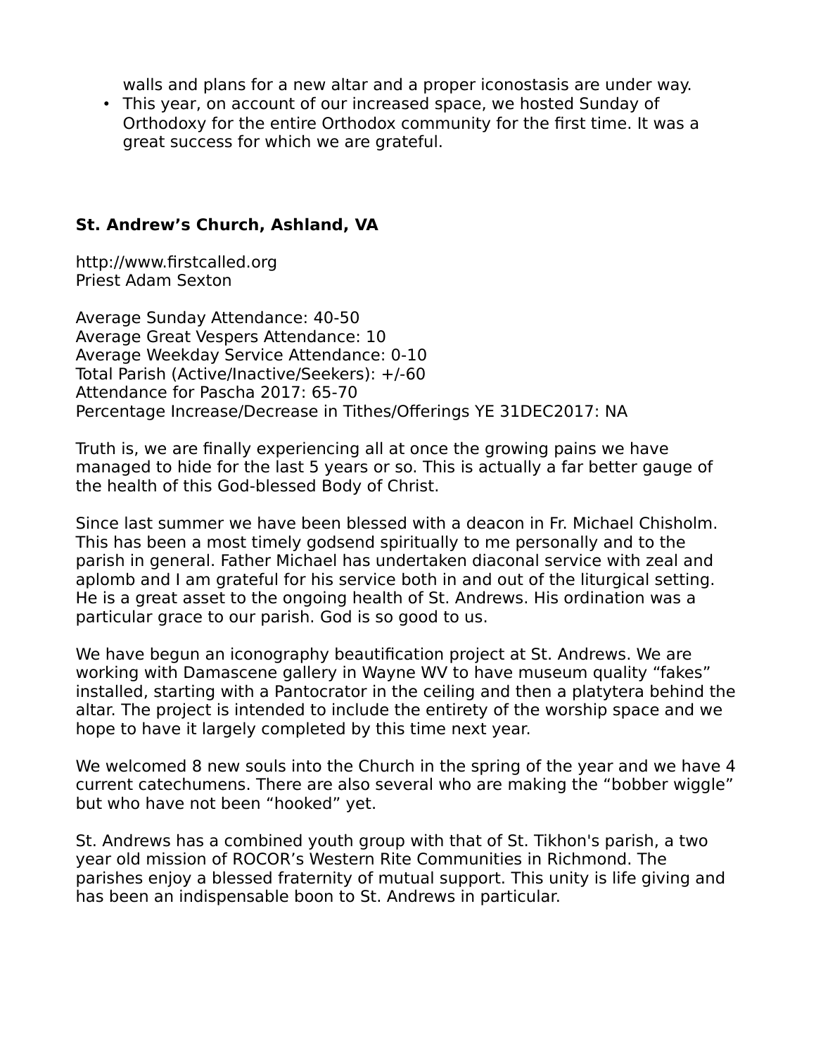walls and plans for a new altar and a proper iconostasis are under way.

- This year, on account of our increased space, we hosted Sunday of Orthodoxy for the entire Orthodox community for the first time. It was a great success for which we are grateful.

**St. Andrew’s Church, Ashland, VA**

http://www.firstcalled.org
Priest Adam Sexton

Average Sunday Attendance: 40-50
Average Great Vespers Attendance: 10
Average Weekday Service Attendance: 0-10
Total Parish (Active/Inactive/Seekers): +/-60
Attendance for Pascha 2017: 65-70
Percentage Increase/Decrease in Tithes/Offerings YE 31DEC2017: NA

Truth is, we are finally experiencing all at once the growing pains we have managed to hide for the last 5 years or so. This is actually a far better gauge of the health of this God-blessed Body of Christ.

Since last summer we have been blessed with a deacon in Fr. Michael Chisholm. This has been a most timely godsend spiritually to me personally and to the parish in general. Father Michael has undertaken diaconal service with zeal and aplomb and I am grateful for his service both in and out of the liturgical setting. He is a great asset to the ongoing health of St. Andrews. His ordination was a particular grace to our parish. God is so good to us.

We have begun an iconography beautification project at St. Andrews. We are working with Damascene gallery in Wayne WV to have museum quality “fakes” installed, starting with a Pantocrator in the ceiling and then a platytera behind the altar. The project is intended to include the entirety of the worship space and we hope to have it largely completed by this time next year.

We welcomed 8 new souls into the Church in the spring of the year and we have 4 current catechumens. There are also several who are making the “bobber wiggle” but who have not been “hooked” yet.

St. Andrews has a combined youth group with that of St. Tikhon's parish, a two year old mission of ROCOR’s Western Rite Communities in Richmond. The parishes enjoy a blessed fraternity of mutual support. This unity is life giving and has been an indispensable boon to St. Andrews in particular.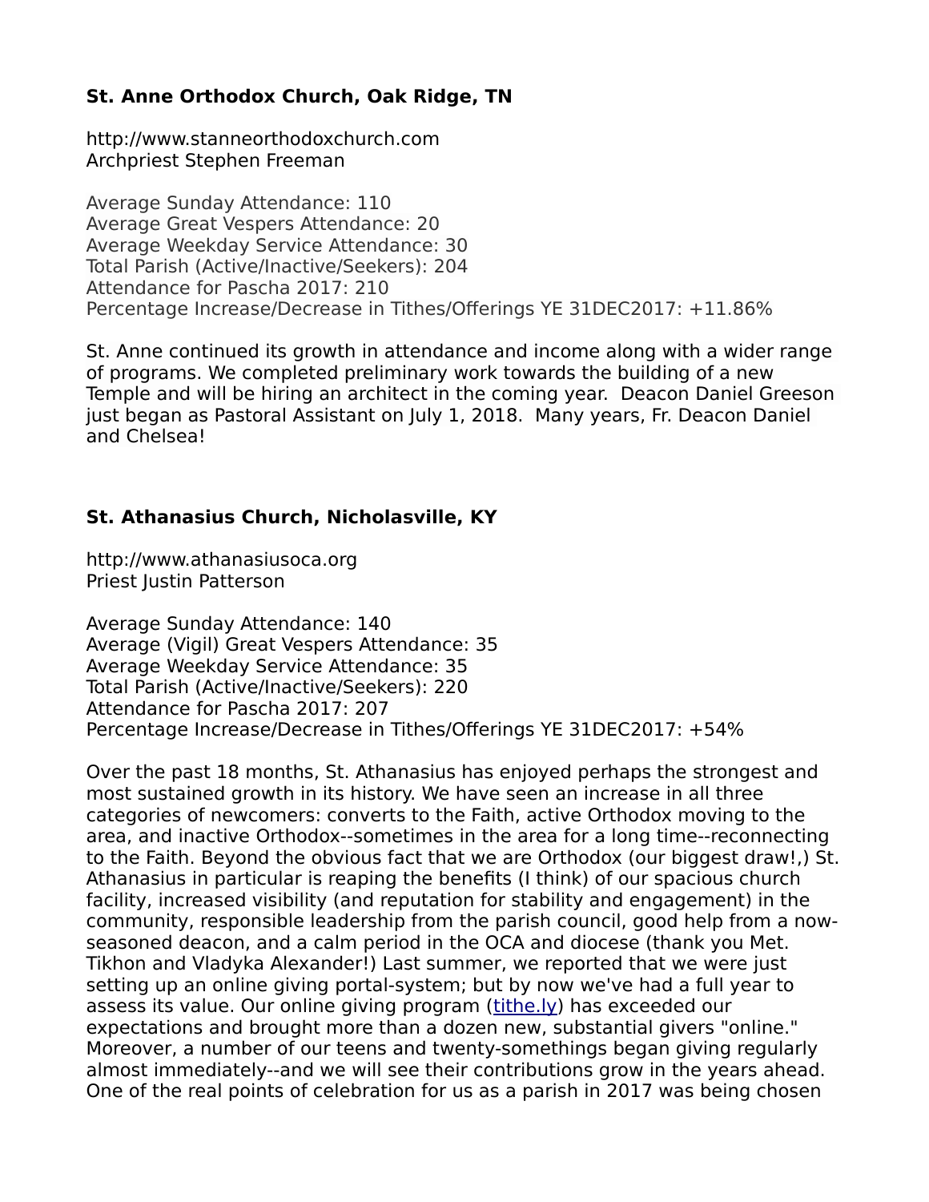**St. Anne Orthodox Church, Oak Ridge, TN**

http://www.stanneorthodoxchurch.com
Archpriest Stephen Freeman

Average Sunday Attendance: 110
Average Great Vespers Attendance: 20
Average Weekday Service Attendance: 30
Total Parish (Active/Inactive/Seekers): 204
Attendance for Pascha 2017: 210
Percentage Increase/Decrease in Tithes/Offerings YE 31DEC2017: +11.86%

St. Anne continued its growth in attendance and income along with a wider range of programs. We completed preliminary work towards the building of a new Temple and will be hiring an architect in the coming year. Deacon Daniel Greeson just began as Pastoral Assistant on July 1, 2018. Many years, Fr. Deacon Daniel and Chelsea!

**St. Athanasius Church, Nicholasville, KY**

http://www.athanasiusoca.org
Priest Justin Patterson

Average Sunday Attendance: 140
Average (Vigil) Great Vespers Attendance: 35
Average Weekday Service Attendance: 35
Total Parish (Active/Inactive/Seekers): 220
Attendance for Pascha 2017: 207
Percentage Increase/Decrease in Tithes/Offerings YE 31DEC2017: +54%

Over the past 18 months, St. Athanasius has enjoyed perhaps the strongest and most sustained growth in its history. We have seen an increase in all three categories of newcomers: converts to the Faith, active Orthodox moving to the area, and inactive Orthodox--sometimes in the area for a long time--reconnecting to the Faith. Beyond the obvious fact that we are Orthodox (our biggest draw!,) St. Athanasius in particular is reaping the benefits (I think) of our spacious church facility, increased visibility (and reputation for stability and engagement) in the community, responsible leadership from the parish council, good help from a now-seasoned deacon, and a calm period in the OCA and diocese (thank you Met. Tikhon and Vladyka Alexander!) Last summer, we reported that we were just setting up an online giving portal-system; but by now we've had a full year to assess its value. Our online giving program (tithe.ly) has exceeded our expectations and brought more than a dozen new, substantial givers "online." Moreover, a number of our teens and twenty-somethings began giving regularly almost immediately--and we will see their contributions grow in the years ahead. One of the real points of celebration for us as a parish in 2017 was being chosen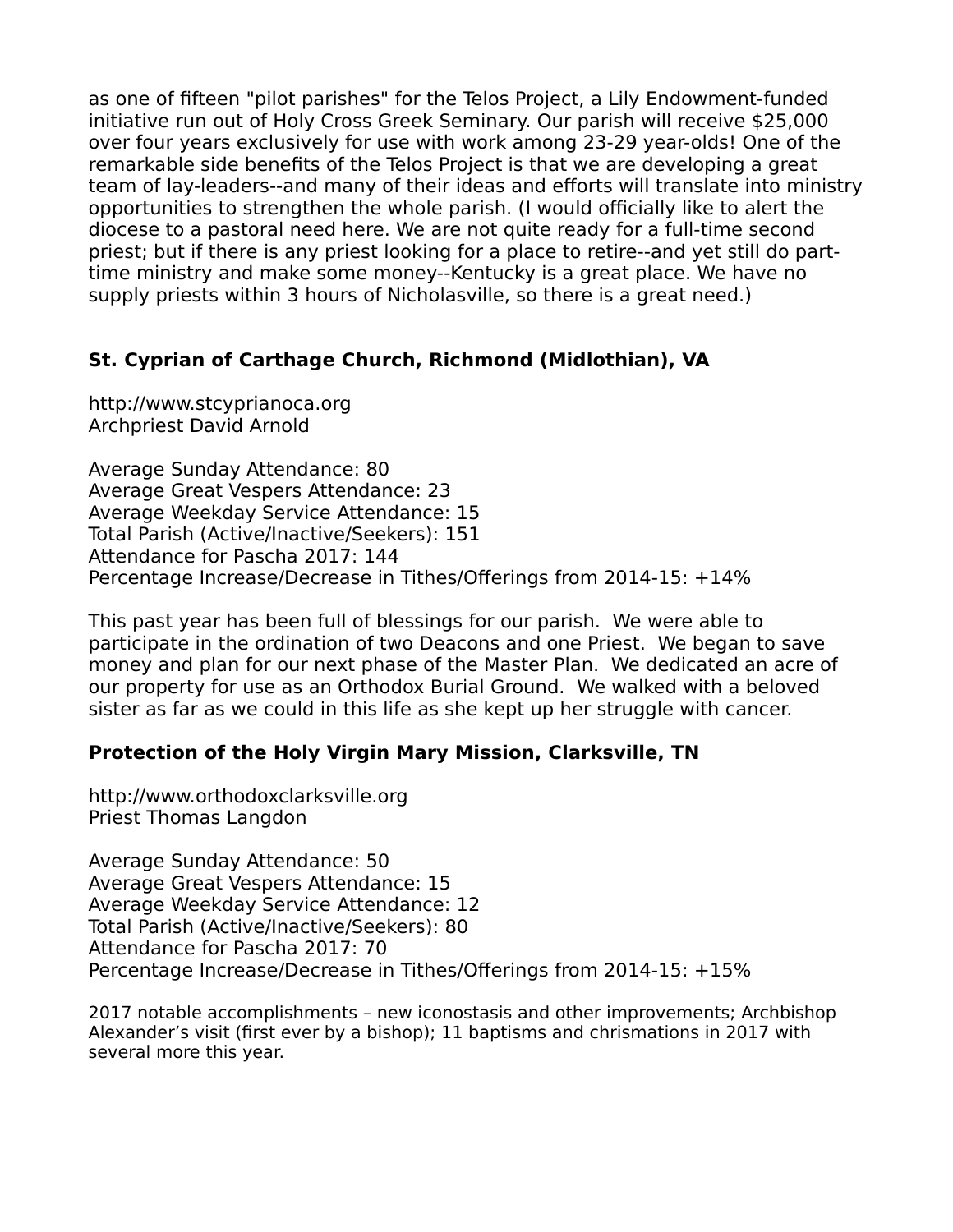as one of fifteen "pilot parishes" for the Telos Project, a Lily Endowment-funded initiative run out of Holy Cross Greek Seminary. Our parish will receive $25,000 over four years exclusively for use with work among 23-29 year-olds! One of the remarkable side benefits of the Telos Project is that we are developing a great team of lay-leaders--and many of their ideas and efforts will translate into ministry opportunities to strengthen the whole parish. (I would officially like to alert the diocese to a pastoral need here. We are not quite ready for a full-time second priest; but if there is any priest looking for a place to retire--and yet still do part-time ministry and make some money--Kentucky is a great place. We have no supply priests within 3 hours of Nicholasville, so there is a great need.)

### St. Cyprian of Carthage Church, Richmond (Midlothian), VA

http://www.stcyprianoca.org
Archpriest David Arnold

Average Sunday Attendance: 80
Average Great Vespers Attendance: 23
Average Weekday Service Attendance: 15
Total Parish (Active/Inactive/Seekers): 151
Attendance for Pascha 2017: 144
Percentage Increase/Decrease in Tithes/Offerings from 2014-15: +14%

This past year has been full of blessings for our parish. We were able to participate in the ordination of two Deacons and one Priest. We began to save money and plan for our next phase of the Master Plan. We dedicated an acre of our property for use as an Orthodox Burial Ground. We walked with a beloved sister as far as we could in this life as she kept up her struggle with cancer.

### Protection of the Holy Virgin Mary Mission, Clarksville, TN

http://www.orthodoxclarksville.org
Priest Thomas Langdon

Average Sunday Attendance: 50
Average Great Vespers Attendance: 15
Average Weekday Service Attendance: 12
Total Parish (Active/Inactive/Seekers): 80
Attendance for Pascha 2017: 70
Percentage Increase/Decrease in Tithes/Offerings from 2014-15: +15%

2017 notable accomplishments – new iconostasis and other improvements; Archbishop Alexander's visit (first ever by a bishop); 11 baptisms and chrismations in 2017 with several more this year.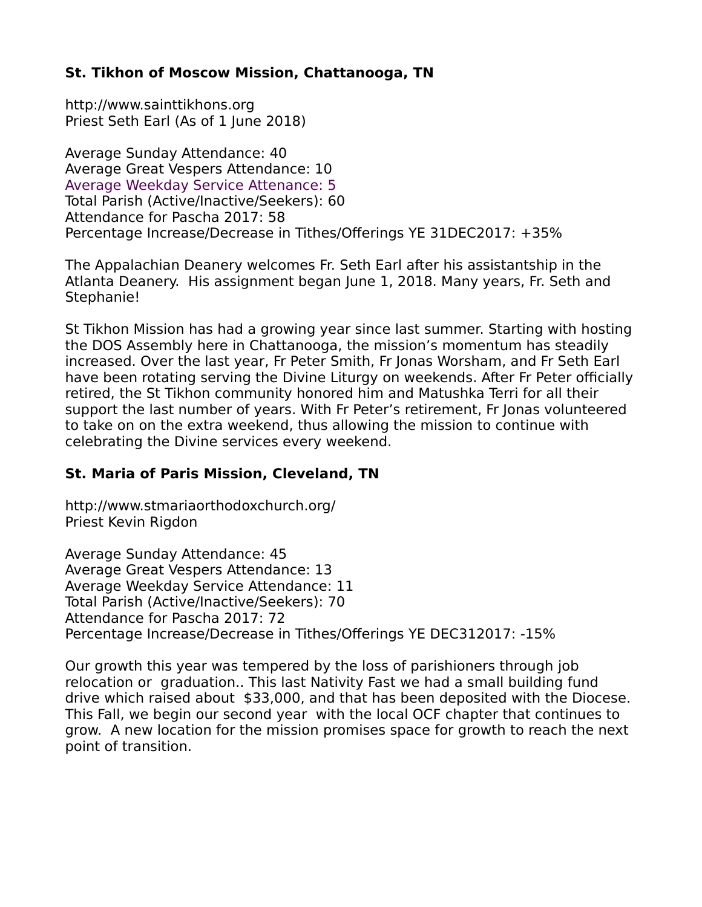**St. Tikhon of Moscow Mission, Chattanooga, TN**

http://www.sainttikhons.org
Priest Seth Earl (As of 1 June 2018)

Average Sunday Attendance: 40
Average Great Vespers Attendance: 10
Average Weekday Service Attenance: 5
Total Parish (Active/Inactive/Seekers): 60
Attendance for Pascha 2017: 58
Percentage Increase/Decrease in Tithes/Offerings YE 31DEC2017: +35%

The Appalachian Deanery welcomes Fr. Seth Earl after his assistantship in the Atlanta Deanery. His assignment began June 1, 2018. Many years, Fr. Seth and Stephanie!

St Tikhon Mission has had a growing year since last summer. Starting with hosting the DOS Assembly here in Chattanooga, the mission's momentum has steadily increased. Over the last year, Fr Peter Smith, Fr Jonas Worsham, and Fr Seth Earl have been rotating serving the Divine Liturgy on weekends. After Fr Peter officially retired, the St Tikhon community honored him and Matushka Terri for all their support the last number of years. With Fr Peter's retirement, Fr Jonas volunteered to take on on the extra weekend, thus allowing the mission to continue with celebrating the Divine services every weekend.

**St. Maria of Paris Mission, Cleveland, TN**

http://www.stmariaorthodoxchurch.org/
Priest Kevin Rigdon

Average Sunday Attendance: 45
Average Great Vespers Attendance: 13
Average Weekday Service Attendance: 11
Total Parish (Active/Inactive/Seekers): 70
Attendance for Pascha 2017: 72
Percentage Increase/Decrease in Tithes/Offerings YE DEC312017: -15%

Our growth this year was tempered by the loss of parishioners through job relocation or graduation.. This last Nativity Fast we had a small building fund drive which raised about $33,000, and that has been deposited with the Diocese. This Fall, we begin our second year with the local OCF chapter that continues to grow. A new location for the mission promises space for growth to reach the next point of transition.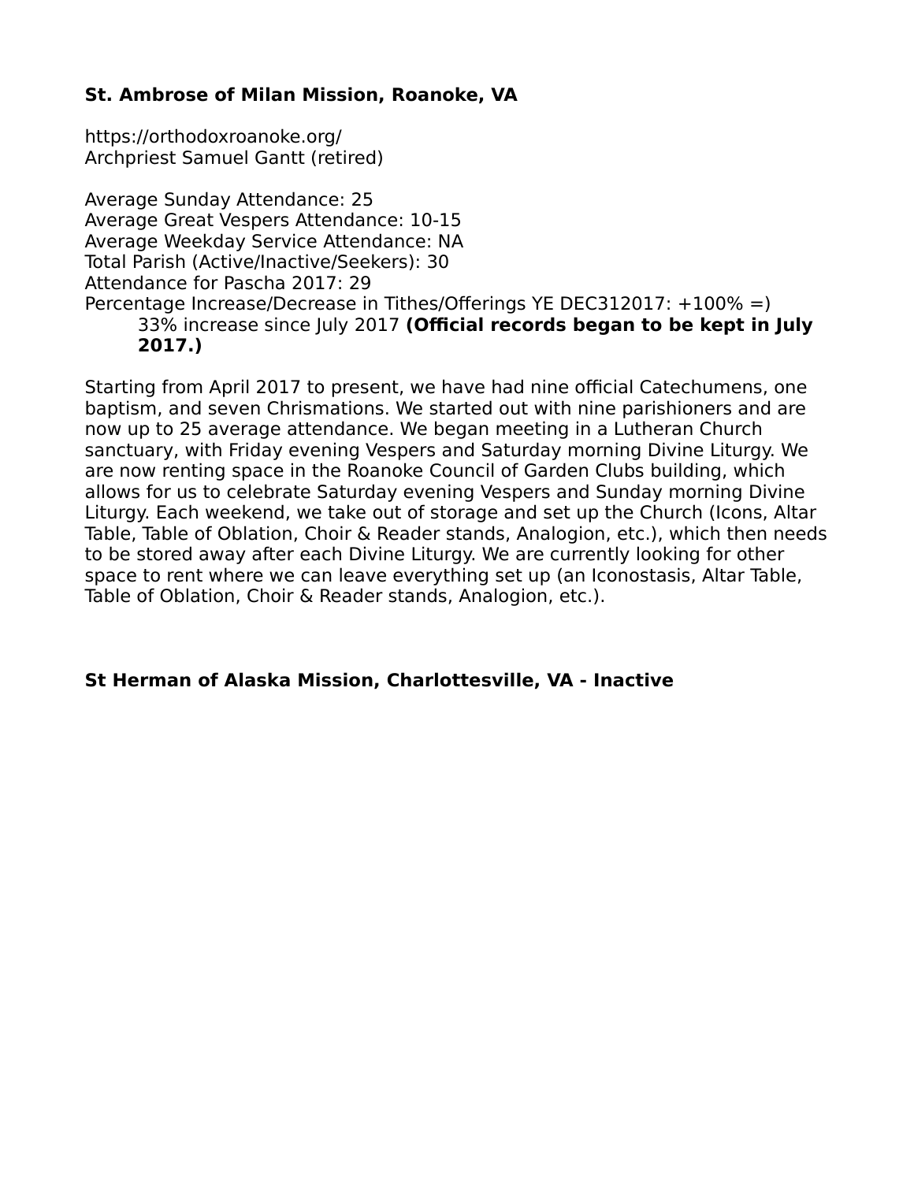**St. Ambrose of Milan Mission, Roanoke, VA**

https://orthodoxroanoke.org/
Archpriest Samuel Gantt (retired)

Average Sunday Attendance: 25
Average Great Vespers Attendance: 10-15
Average Weekday Service Attendance: NA
Total Parish (Active/Inactive/Seekers): 30
Attendance for Pascha 2017: 29
Percentage Increase/Decrease in Tithes/Offerings YE DEC312017: +100% =)
33% increase since July 2017 **(Official records began to be kept in July 2017.)**

Starting from April 2017 to present, we have had nine official Catechumens, one baptism, and seven Chrismations. We started out with nine parishioners and are now up to 25 average attendance. We began meeting in a Lutheran Church sanctuary, with Friday evening Vespers and Saturday morning Divine Liturgy. We are now renting space in the Roanoke Council of Garden Clubs building, which allows for us to celebrate Saturday evening Vespers and Sunday morning Divine Liturgy. Each weekend, we take out of storage and set up the Church (Icons, Altar Table, Table of Oblation, Choir & Reader stands, Analogion, etc.), which then needs to be stored away after each Divine Liturgy. We are currently looking for other space to rent where we can leave everything set up (an Iconostasis, Altar Table, Table of Oblation, Choir & Reader stands, Analogion, etc.).

**St Herman of Alaska Mission, Charlottesville, VA - Inactive**